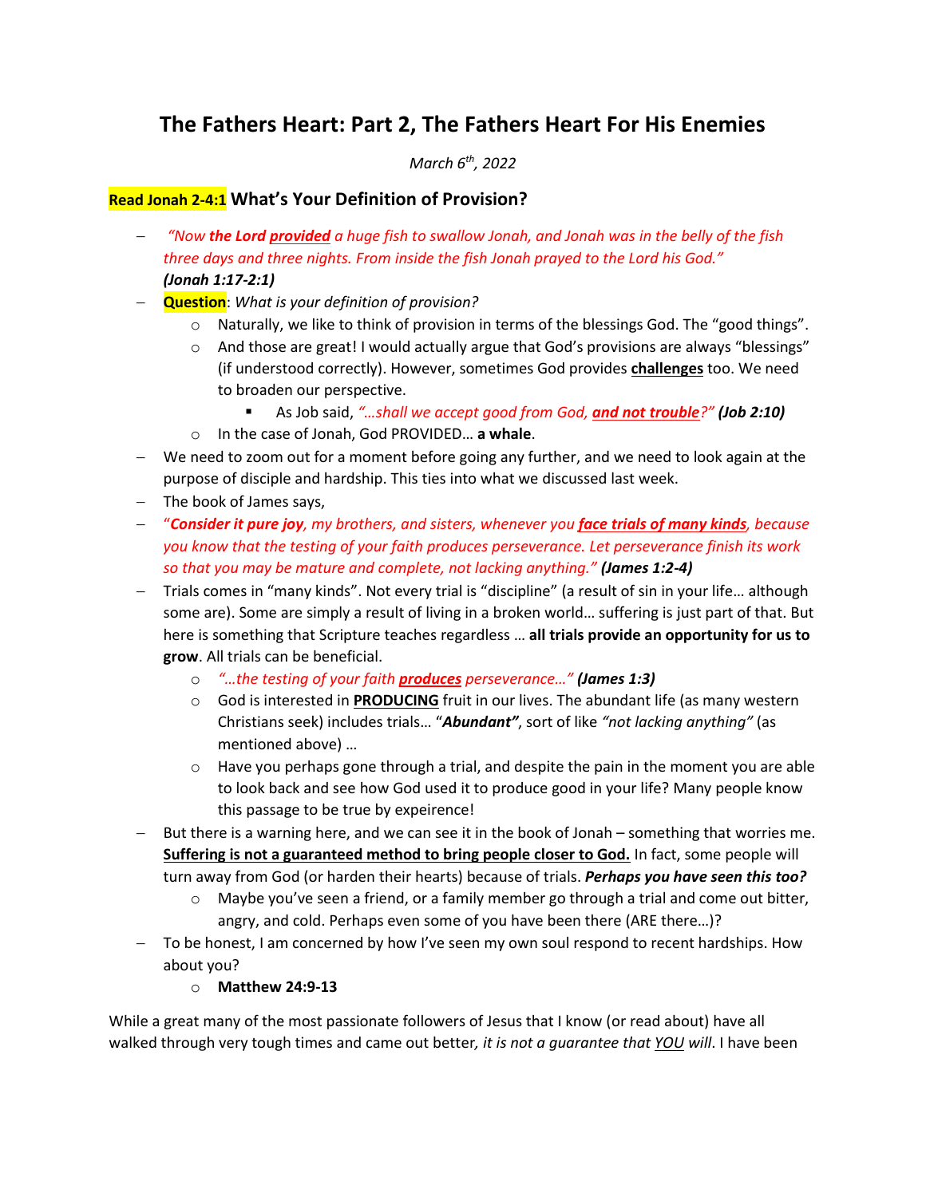# The Fathers Heart: Part 2, The Fathers Heart For His Enemies

*March 6th, 2022*

## Read Jonah 2-4:1 What's Your Definition of Provision?

- *"Now **the Lord** **provided** a huge fish to swallow Jonah, and Jonah was in the belly of the fish three days and three nights. From inside the fish Jonah prayed to the Lord his God."* ***(Jonah 1:17-2:1)***
- **Question**: *What is your definition of provision?*
  - Naturally, we like to think of provision in terms of the blessings God. The "good things".
  - And those are great! I would actually argue that God's provisions are always "blessings" (if understood correctly). However, sometimes God provides **challenges** too. We need to broaden our perspective.
    - As Job said, *"…shall we accept good from God, **and not trouble**?"* ***(Job 2:10)***
  - In the case of Jonah, God PROVIDED… **a whale**.
- We need to zoom out for a moment before going any further, and we need to look again at the purpose of disciple and hardship. This ties into what we discussed last week.
- The book of James says,
- "***Consider it pure joy**, my brothers, and sisters, whenever you **face trials of many kinds**, because you know that the testing of your faith produces perseverance. Let perseverance finish its work so that you may be mature and complete, not lacking anything."* ***(James 1:2-4)***
- Trials comes in "many kinds". Not every trial is "discipline" (a result of sin in your life… although some are). Some are simply a result of living in a broken world… suffering is just part of that. But here is something that Scripture teaches regardless … **all trials provide an opportunity for us to grow**. All trials can be beneficial.
  - *"…the testing of your faith **produces** perseverance…"* ***(James 1:3)***
  - God is interested in **PRODUCING** fruit in our lives. The abundant life (as many western Christians seek) includes trials… "***Abundant"***, sort of like *"not lacking anything"* (as mentioned above) …
  - Have you perhaps gone through a trial, and despite the pain in the moment you are able to look back and see how God used it to produce good in your life? Many people know this passage to be true by expeirence!
- But there is a warning here, and we can see it in the book of Jonah – something that worries me. **Suffering is not a guaranteed method to bring people closer to God.** In fact, some people will turn away from God (or harden their hearts) because of trials. ***Perhaps you have seen this too?***
  - Maybe you've seen a friend, or a family member go through a trial and come out bitter, angry, and cold. Perhaps even some of you have been there (ARE there…)?
- To be honest, I am concerned by how I've seen my own soul respond to recent hardships. How about you?
  - **Matthew 24:9-13**

While a great many of the most passionate followers of Jesus that I know (or read about) have all walked through very tough times and came out better*, it is not a guarantee that YOU will*. I have been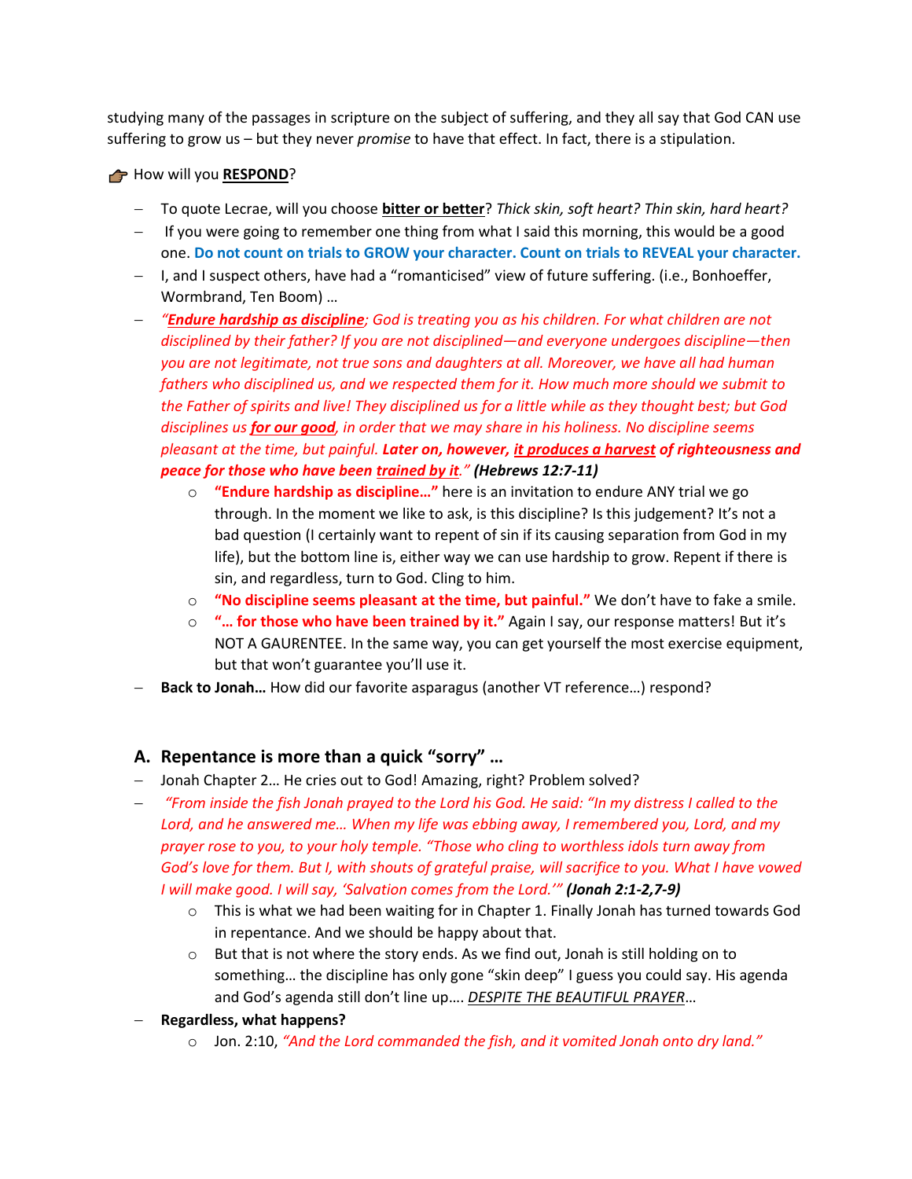studying many of the passages in scripture on the subject of suffering, and they all say that God CAN use suffering to grow us – but they never *promise* to have that effect. In fact, there is a stipulation.

👉 How will you **RESPOND**?

- To quote Lecrae, will you choose **bitter or better**? *Thick skin, soft heart? Thin skin, hard heart?*
- If you were going to remember one thing from what I said this morning, this would be a good one. **Do not count on trials to GROW your character. Count on trials to REVEAL your character.**
- I, and I suspect others, have had a "romanticised" view of future suffering. (i.e., Bonhoeffer, Wormbrand, Ten Boom) …
- *"**Endure hardship as discipline**; God is treating you as his children. For what children are not disciplined by their father? If you are not disciplined—and everyone undergoes discipline—then you are not legitimate, not true sons and daughters at all. Moreover, we have all had human fathers who disciplined us, and we respected them for it. How much more should we submit to the Father of spirits and live! They disciplined us for a little while as they thought best; but God disciplines us **for our good**, in order that we may share in his holiness. No discipline seems pleasant at the time, but painful. **Later on, however, it produces a harvest of righteousness and peace for those who have been trained by it**."* ***(Hebrews 12:7-11)***
  - **"Endure hardship as discipline…"** here is an invitation to endure ANY trial we go through. In the moment we like to ask, is this discipline? Is this judgement? It's not a bad question (I certainly want to repent of sin if its causing separation from God in my life), but the bottom line is, either way we can use hardship to grow. Repent if there is sin, and regardless, turn to God. Cling to him.
  - **"No discipline seems pleasant at the time, but painful."** We don't have to fake a smile.
  - **"… for those who have been trained by it."** Again I say, our response matters! But it's NOT A GAURENTEE. In the same way, you can get yourself the most exercise equipment, but that won't guarantee you'll use it.
- **Back to Jonah…** How did our favorite asparagus (another VT reference…) respond?

## A. Repentance is more than a quick "sorry" …

- Jonah Chapter 2… He cries out to God! Amazing, right? Problem solved?
- *"From inside the fish Jonah prayed to the Lord his God. He said: "In my distress I called to the Lord, and he answered me… When my life was ebbing away, I remembered you, Lord, and my prayer rose to you, to your holy temple. "Those who cling to worthless idols turn away from God's love for them. But I, with shouts of grateful praise, will sacrifice to you. What I have vowed I will make good. I will say, 'Salvation comes from the Lord.'"* ***(Jonah 2:1-2,7-9)***
  - This is what we had been waiting for in Chapter 1. Finally Jonah has turned towards God in repentance. And we should be happy about that.
  - But that is not where the story ends. As we find out, Jonah is still holding on to something… the discipline has only gone "skin deep" I guess you could say. His agenda and God's agenda still don't line up…. *DESPITE THE BEAUTIFUL PRAYER*…
- **Regardless, what happens?**
  - Jon. 2:10, *"And the Lord commanded the fish, and it vomited Jonah onto dry land."*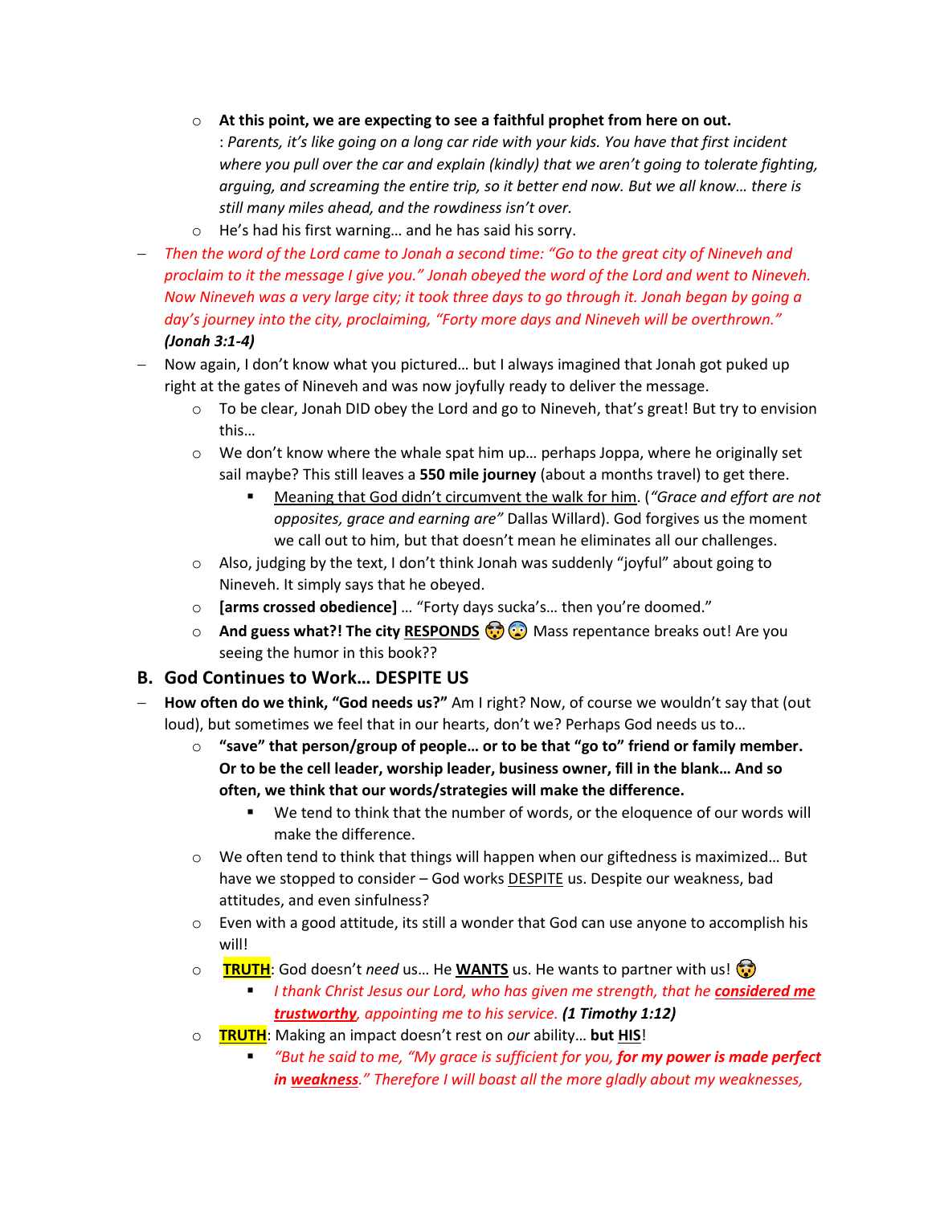- **At this point, we are expecting to see a faithful prophet from here on out.**
  : *Parents, it's like going on a long car ride with your kids. You have that first incident where you pull over the car and explain (kindly) that we aren't going to tolerate fighting, arguing, and screaming the entire trip, so it better end now. But we all know… there is still many miles ahead, and the rowdiness isn't over.*
- He's had his first warning… and he has said his sorry.

– *Then the word of the Lord came to Jonah a second time: "Go to the great city of Nineveh and proclaim to it the message I give you." Jonah obeyed the word of the Lord and went to Nineveh. Now Nineveh was a very large city; it took three days to go through it. Jonah began by going a day's journey into the city, proclaiming, "Forty more days and Nineveh will be overthrown."* ***(Jonah 3:1-4)***

– Now again, I don't know what you pictured… but I always imagined that Jonah got puked up right at the gates of Nineveh and was now joyfully ready to deliver the message.

- To be clear, Jonah DID obey the Lord and go to Nineveh, that's great! But try to envision this…
- We don't know where the whale spat him up… perhaps Joppa, where he originally set sail maybe? This still leaves a **550 mile journey** (about a months travel) to get there.
  - <u>Meaning that God didn't circumvent the walk for him</u>. (*"Grace and effort are not opposites, grace and earning are"* Dallas Willard). God forgives us the moment we call out to him, but that doesn't mean he eliminates all our challenges.
- Also, judging by the text, I don't think Jonah was suddenly "joyful" about going to Nineveh. It simply says that he obeyed.
- **[arms crossed obedience]** … "Forty days sucka's… then you're doomed."
- **And guess what?! The city <u>RESPONDS</u>** 🤯😨 Mass repentance breaks out! Are you seeing the humor in this book??

## B. God Continues to Work… DESPITE US

– **How often do we think, "God needs us?"** Am I right? Now, of course we wouldn't say that (out loud), but sometimes we feel that in our hearts, don't we? Perhaps God needs us to…

- **"save" that person/group of people… or to be that "go to" friend or family member. Or to be the cell leader, worship leader, business owner, fill in the blank… And so often, we think that our words/strategies will make the difference.**
  - We tend to think that the number of words, or the eloquence of our words will make the difference.
- We often tend to think that things will happen when our giftedness is maximized… But have we stopped to consider – God works <u>DESPITE</u> us. Despite our weakness, bad attitudes, and even sinfulness?
- Even with a good attitude, its still a wonder that God can use anyone to accomplish his will!
- **<u>TRUTH</u>**: God doesn't *need* us… He **<u>WANTS</u>** us. He wants to partner with us! 🤯
  - *I thank Christ Jesus our Lord, who has given me strength, that he* ***<u>considered me trustworthy</u>****, appointing me to his service.* ***(1 Timothy 1:12)***
- **<u>TRUTH</u>**: Making an impact doesn't rest on *our* ability… **but <u>HIS</u>**!
  - *"But he said to me, "My grace is sufficient for you,* ***for my power is made perfect in <u>weakness</u>****." Therefore I will boast all the more gladly about my weaknesses,*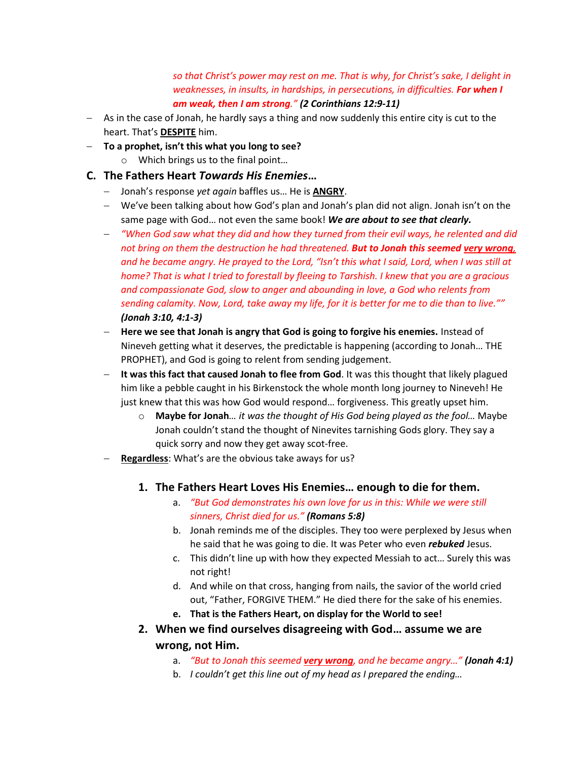*so that Christ's power may rest on me. That is why, for Christ's sake, I delight in weaknesses, in insults, in hardships, in persecutions, in difficulties. **For when I am weak, then I am strong**."* ***(2 Corinthians 12:9-11)***

- As in the case of Jonah, he hardly says a thing and now suddenly this entire city is cut to the heart. That's **DESPITE** him.
- **To a prophet, isn't this what you long to see?**
  - Which brings us to the final point…

## C. The Fathers Heart *Towards His Enemies*…

- Jonah's response *yet again* baffles us… He is **ANGRY**.
- We've been talking about how God's plan and Jonah's plan did not align. Jonah isn't on the same page with God… not even the same book! ***We are about to see that clearly.***
- *"When God saw what they did and how they turned from their evil ways, he relented and did not bring on them the destruction he had threatened. **But to Jonah this seemed very wrong**, and he became angry. He prayed to the Lord, "Isn't this what I said, Lord, when I was still at home? That is what I tried to forestall by fleeing to Tarshish. I knew that you are a gracious and compassionate God, slow to anger and abounding in love, a God who relents from sending calamity. Now, Lord, take away my life, for it is better for me to die than to live.""* ***(Jonah 3:10, 4:1-3)***
- **Here we see that Jonah is angry that God is going to forgive his enemies.** Instead of Nineveh getting what it deserves, the predictable is happening (according to Jonah… THE PROPHET), and God is going to relent from sending judgement.
- **It was this fact that caused Jonah to flee from God**. It was this thought that likely plagued him like a pebble caught in his Birkenstock the whole month long journey to Nineveh! He just knew that this was how God would respond… forgiveness. This greatly upset him.
  - **Maybe for Jonah**… *it was the thought of His God being played as the fool…* Maybe Jonah couldn't stand the thought of Ninevites tarnishing Gods glory. They say a quick sorry and now they get away scot-free.
- **Regardless**: What's are the obvious take aways for us?

### 1. The Fathers Heart Loves His Enemies… enough to die for them.

a. *"But God demonstrates his own love for us in this: While we were still sinners, Christ died for us."* ***(Romans 5:8)***

b. Jonah reminds me of the disciples. They too were perplexed by Jesus when he said that he was going to die. It was Peter who even ***rebuked*** Jesus.

c. This didn't line up with how they expected Messiah to act… Surely this was not right!

d. And while on that cross, hanging from nails, the savior of the world cried out, "Father, FORGIVE THEM." He died there for the sake of his enemies.

e. **That is the Fathers Heart, on display for the World to see!**

### 2. When we find ourselves disagreeing with God… assume we are wrong, not Him.

a. *"But to Jonah this seemed **very wrong**, and he became angry…"* ***(Jonah 4:1)***

b. *I couldn't get this line out of my head as I prepared the ending…*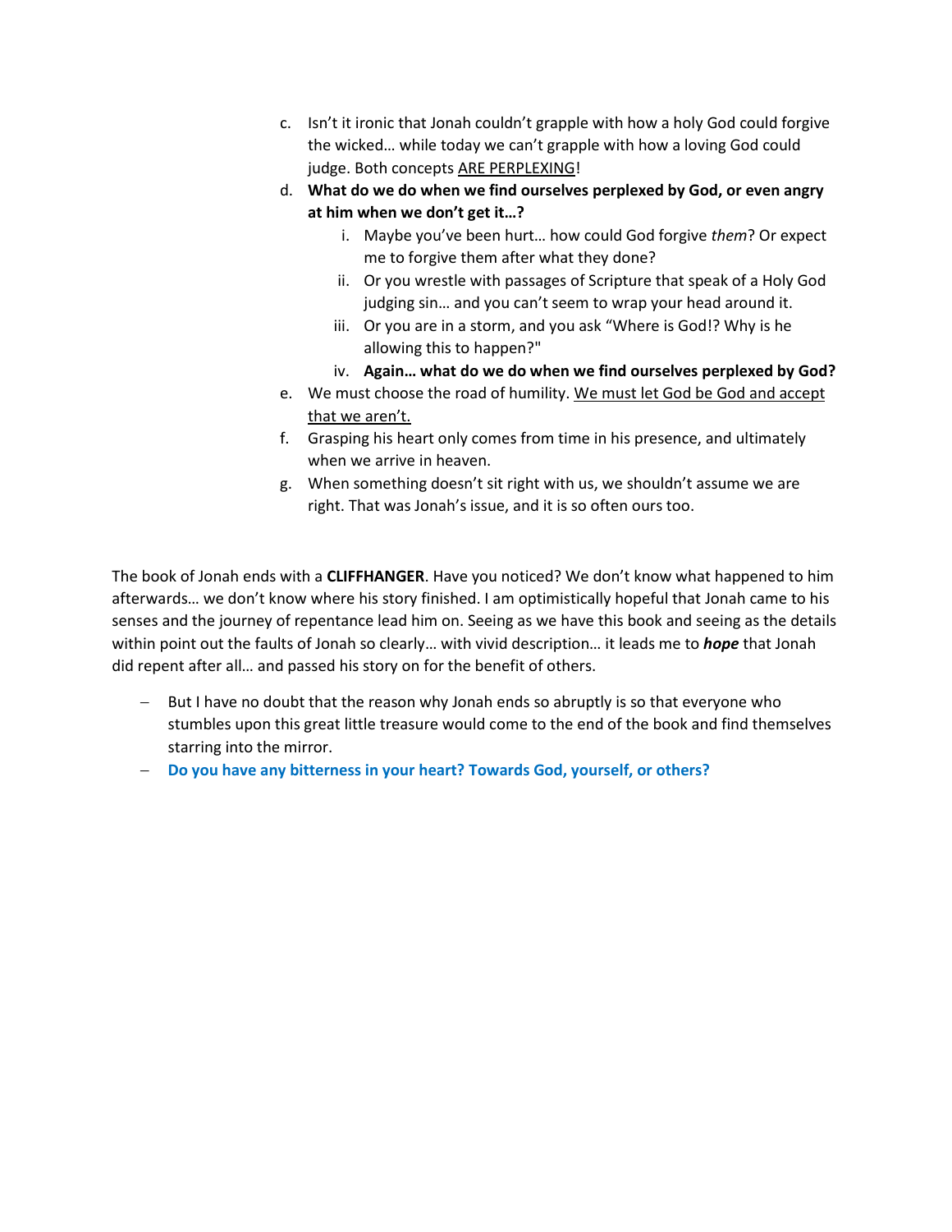c. Isn't it ironic that Jonah couldn't grapple with how a holy God could forgive the wicked… while today we can't grapple with how a loving God could judge. Both concepts <u>ARE PERPLEXING</u>!

d. **What do we do when we find ourselves perplexed by God, or even angry at him when we don't get it…?**

    i. Maybe you've been hurt… how could God forgive *them*? Or expect me to forgive them after what they done?

    ii. Or you wrestle with passages of Scripture that speak of a Holy God judging sin… and you can't seem to wrap your head around it.

    iii. Or you are in a storm, and you ask "Where is God!? Why is he allowing this to happen?"

    iv. **Again… what do we do when we find ourselves perplexed by God?**

e. We must choose the road of humility. <u>We must let God be God and accept that we aren't.</u>

f. Grasping his heart only comes from time in his presence, and ultimately when we arrive in heaven.

g. When something doesn't sit right with us, we shouldn't assume we are right. That was Jonah's issue, and it is so often ours too.

The book of Jonah ends with a **CLIFFHANGER**. Have you noticed? We don't know what happened to him afterwards… we don't know where his story finished. I am optimistically hopeful that Jonah came to his senses and the journey of repentance lead him on. Seeing as we have this book and seeing as the details within point out the faults of Jonah so clearly… with vivid description… it leads me to ***hope*** that Jonah did repent after all… and passed his story on for the benefit of others.

- But I have no doubt that the reason why Jonah ends so abruptly is so that everyone who stumbles upon this great little treasure would come to the end of the book and find themselves starring into the mirror.
- **Do you have any bitterness in your heart? Towards God, yourself, or others?**